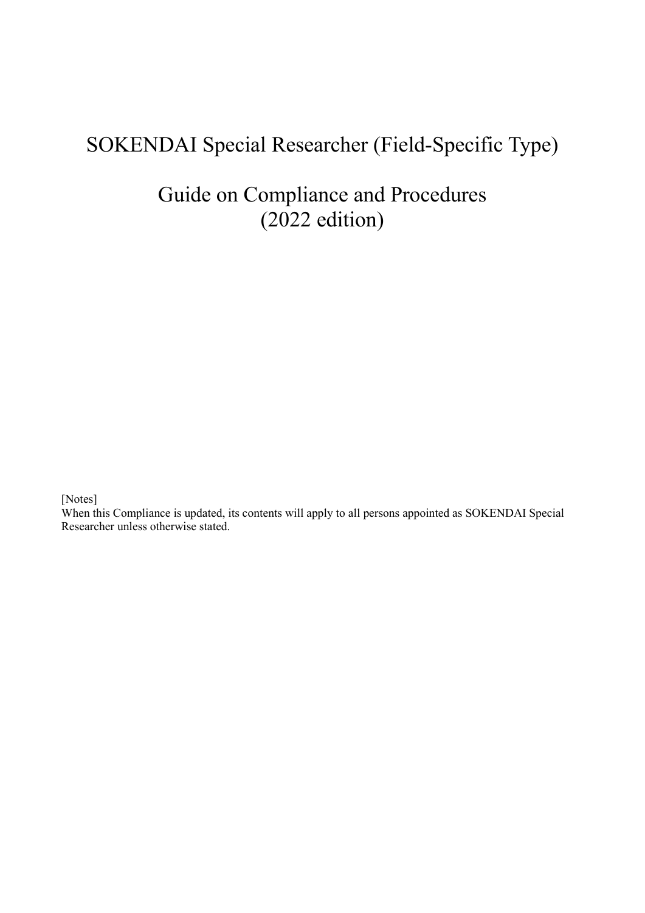# SOKENDAI Special Researcher (Field-Specific Type)

# Guide on Compliance and Procedures (2022 edition)

[Notes]
When this Compliance is updated, its contents will apply to all persons appointed as SOKENDAI Special Researcher unless otherwise stated.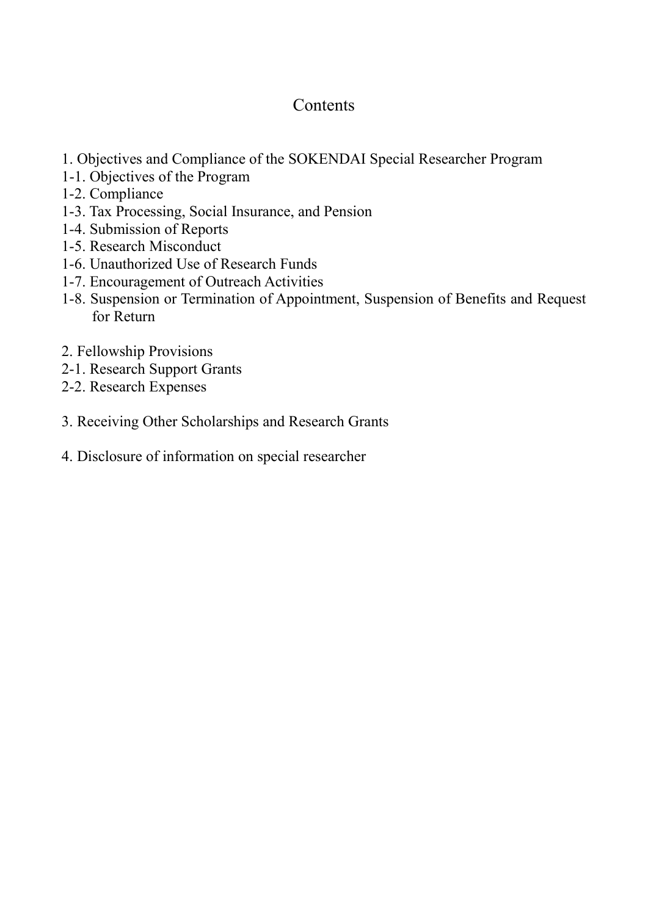# Contents

1. Objectives and Compliance of the SOKENDAI Special Researcher Program
1-1. Objectives of the Program
1-2. Compliance
1-3. Tax Processing, Social Insurance, and Pension
1-4. Submission of Reports
1-5. Research Misconduct
1-6. Unauthorized Use of Research Funds
1-7. Encouragement of Outreach Activities
1-8. Suspension or Termination of Appointment, Suspension of Benefits and Request for Return

2. Fellowship Provisions
2-1. Research Support Grants
2-2. Research Expenses

3. Receiving Other Scholarships and Research Grants

4. Disclosure of information on special researcher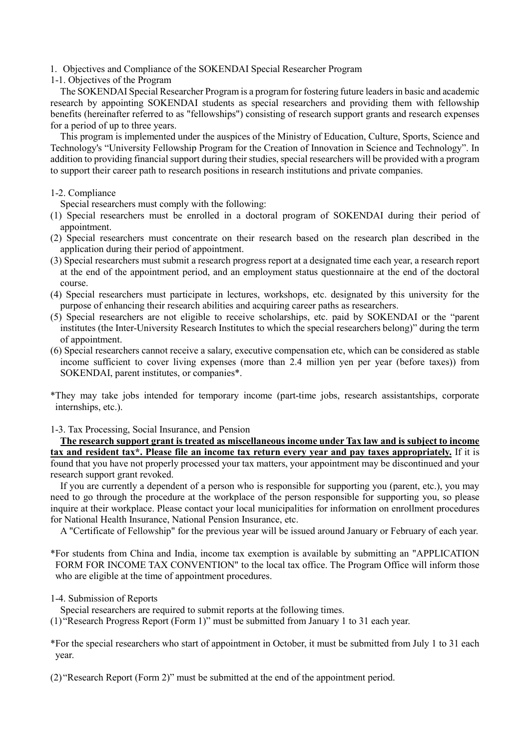# 1. Objectives and Compliance of the SOKENDAI Special Researcher Program

## 1-1. Objectives of the Program

The SOKENDAI Special Researcher Program is a program for fostering future leaders in basic and academic research by appointing SOKENDAI students as special researchers and providing them with fellowship benefits (hereinafter referred to as "fellowships") consisting of research support grants and research expenses for a period of up to three years.

This program is implemented under the auspices of the Ministry of Education, Culture, Sports, Science and Technology's "University Fellowship Program for the Creation of Innovation in Science and Technology". In addition to providing financial support during their studies, special researchers will be provided with a program to support their career path to research positions in research institutions and private companies.

## 1-2. Compliance

Special researchers must comply with the following:

(1) Special researchers must be enrolled in a doctoral program of SOKENDAI during their period of appointment.

(2) Special researchers must concentrate on their research based on the research plan described in the application during their period of appointment.

(3) Special researchers must submit a research progress report at a designated time each year, a research report at the end of the appointment period, and an employment status questionnaire at the end of the doctoral course.

(4) Special researchers must participate in lectures, workshops, etc. designated by this university for the purpose of enhancing their research abilities and acquiring career paths as researchers.

(5) Special researchers are not eligible to receive scholarships, etc. paid by SOKENDAI or the "parent institutes (the Inter-University Research Institutes to which the special researchers belong)" during the term of appointment.

(6) Special researchers cannot receive a salary, executive compensation etc, which can be considered as stable income sufficient to cover living expenses (more than 2.4 million yen per year (before taxes)) from SOKENDAI, parent institutes, or companies*.

*They may take jobs intended for temporary income (part-time jobs, research assistantships, corporate internships, etc.).

## 1-3. Tax Processing, Social Insurance, and Pension

**The research support grant is treated as miscellaneous income under Tax law and is subject to income tax and resident tax*. Please file an income tax return every year and pay taxes appropriately.** If it is found that you have not properly processed your tax matters, your appointment may be discontinued and your research support grant revoked.

If you are currently a dependent of a person who is responsible for supporting you (parent, etc.), you may need to go through the procedure at the workplace of the person responsible for supporting you, so please inquire at their workplace. Please contact your local municipalities for information on enrollment procedures for National Health Insurance, National Pension Insurance, etc.

A "Certificate of Fellowship" for the previous year will be issued around January or February of each year.

*For students from China and India, income tax exemption is available by submitting an "APPLICATION FORM FOR INCOME TAX CONVENTION" to the local tax office. The Program Office will inform those who are eligible at the time of appointment procedures.

## 1-4. Submission of Reports

Special researchers are required to submit reports at the following times.

(1) "Research Progress Report (Form 1)" must be submitted from January 1 to 31 each year.

*For the special researchers who start of appointment in October, it must be submitted from July 1 to 31 each year.

(2) "Research Report (Form 2)" must be submitted at the end of the appointment period.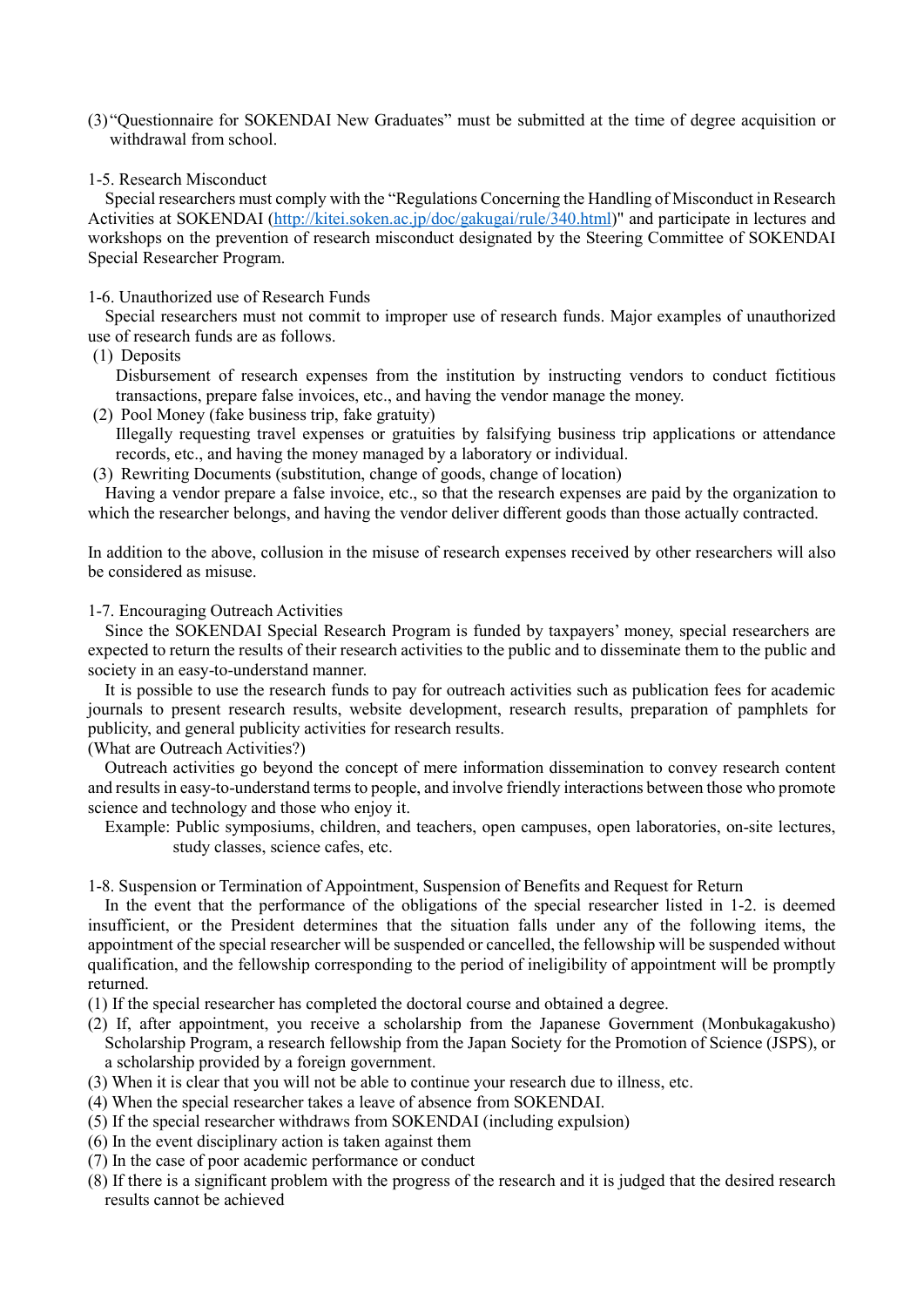(3) "Questionnaire for SOKENDAI New Graduates" must be submitted at the time of degree acquisition or withdrawal from school.

1-5. Research Misconduct

Special researchers must comply with the "Regulations Concerning the Handling of Misconduct in Research Activities at SOKENDAI (http://kitei.soken.ac.jp/doc/gakugai/rule/340.html)" and participate in lectures and workshops on the prevention of research misconduct designated by the Steering Committee of SOKENDAI Special Researcher Program.

1-6. Unauthorized use of Research Funds

Special researchers must not commit to improper use of research funds. Major examples of unauthorized use of research funds are as follows.

(1) Deposits
   Disbursement of research expenses from the institution by instructing vendors to conduct fictitious transactions, prepare false invoices, etc., and having the vendor manage the money.

(2) Pool Money (fake business trip, fake gratuity)
   Illegally requesting travel expenses or gratuities by falsifying business trip applications or attendance records, etc., and having the money managed by a laboratory or individual.

(3) Rewriting Documents (substitution, change of goods, change of location)
   Having a vendor prepare a false invoice, etc., so that the research expenses are paid by the organization to which the researcher belongs, and having the vendor deliver different goods than those actually contracted.

In addition to the above, collusion in the misuse of research expenses received by other researchers will also be considered as misuse.

1-7. Encouraging Outreach Activities

Since the SOKENDAI Special Research Program is funded by taxpayers' money, special researchers are expected to return the results of their research activities to the public and to disseminate them to the public and society in an easy-to-understand manner.

It is possible to use the research funds to pay for outreach activities such as publication fees for academic journals to present research results, website development, research results, preparation of pamphlets for publicity, and general publicity activities for research results.

(What are Outreach Activities?)

Outreach activities go beyond the concept of mere information dissemination to convey research content and results in easy-to-understand terms to people, and involve friendly interactions between those who promote science and technology and those who enjoy it.

Example: Public symposiums, children, and teachers, open campuses, open laboratories, on-site lectures, study classes, science cafes, etc.

1-8. Suspension or Termination of Appointment, Suspension of Benefits and Request for Return

In the event that the performance of the obligations of the special researcher listed in 1-2. is deemed insufficient, or the President determines that the situation falls under any of the following items, the appointment of the special researcher will be suspended or cancelled, the fellowship will be suspended without qualification, and the fellowship corresponding to the period of ineligibility of appointment will be promptly returned.

(1) If the special researcher has completed the doctoral course and obtained a degree.
(2) If, after appointment, you receive a scholarship from the Japanese Government (Monbukagakusho) Scholarship Program, a research fellowship from the Japan Society for the Promotion of Science (JSPS), or a scholarship provided by a foreign government.
(3) When it is clear that you will not be able to continue your research due to illness, etc.
(4) When the special researcher takes a leave of absence from SOKENDAI.
(5) If the special researcher withdraws from SOKENDAI (including expulsion)
(6) In the event disciplinary action is taken against them
(7) In the case of poor academic performance or conduct
(8) If there is a significant problem with the progress of the research and it is judged that the desired research results cannot be achieved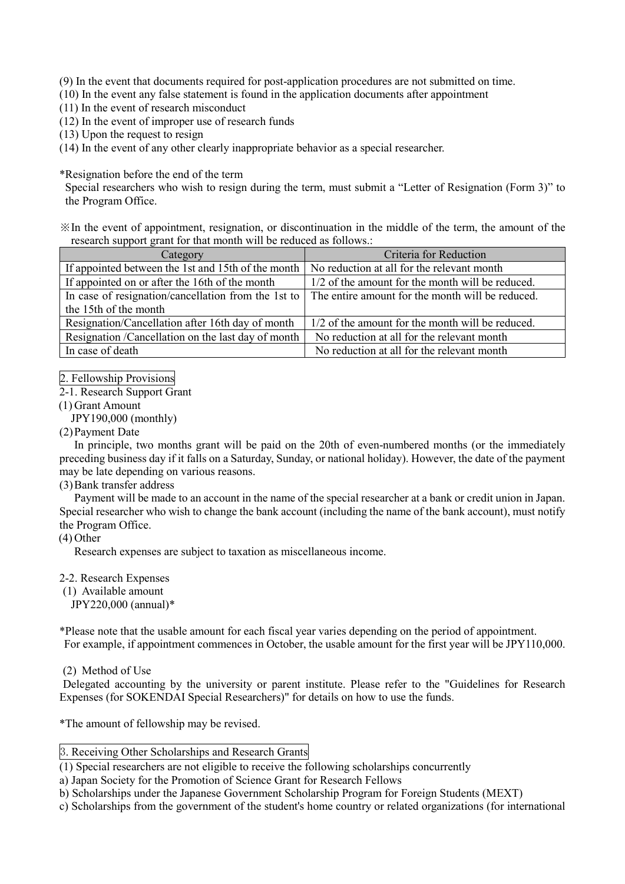(9) In the event that documents required for post-application procedures are not submitted on time.
(10) In the event any false statement is found in the application documents after appointment
(11) In the event of research misconduct
(12) In the event of improper use of research funds
(13) Upon the request to resign
(14) In the event of any other clearly inappropriate behavior as a special researcher.

*Resignation before the end of the term
Special researchers who wish to resign during the term, must submit a "Letter of Resignation (Form 3)" to the Program Office.

※In the event of appointment, resignation, or discontinuation in the middle of the term, the amount of the research support grant for that month will be reduced as follows.:

| Category | Criteria for Reduction |
|---|---|
| If appointed between the 1st and 15th of the month | No reduction at all for the relevant month |
| If appointed on or after the 16th of the month | 1/2 of the amount for the month will be reduced. |
| In case of resignation/cancellation from the 1st to the 15th of the month | The entire amount for the month will be reduced. |
| Resignation/Cancellation after 16th day of month | 1/2 of the amount for the month will be reduced. |
| Resignation /Cancellation on the last day of month | No reduction at all for the relevant month |
| In case of death | No reduction at all for the relevant month |

## 2. Fellowship Provisions

### 2-1. Research Support Grant

(1) Grant Amount
JPY190,000 (monthly)

(2) Payment Date
In principle, two months grant will be paid on the 20th of even-numbered months (or the immediately preceding business day if it falls on a Saturday, Sunday, or national holiday). However, the date of the payment may be late depending on various reasons.

(3) Bank transfer address
Payment will be made to an account in the name of the special researcher at a bank or credit union in Japan. Special researcher who wish to change the bank account (including the name of the bank account), must notify the Program Office.

(4) Other
Research expenses are subject to taxation as miscellaneous income.

### 2-2. Research Expenses

(1) Available amount
JPY220,000 (annual)*

*Please note that the usable amount for each fiscal year varies depending on the period of appointment.
For example, if appointment commences in October, the usable amount for the first year will be JPY110,000.

(2) Method of Use
Delegated accounting by the university or parent institute. Please refer to the "Guidelines for Research Expenses (for SOKENDAI Special Researchers)" for details on how to use the funds.

*The amount of fellowship may be revised.

## 3. Receiving Other Scholarships and Research Grants

(1) Special researchers are not eligible to receive the following scholarships concurrently
a) Japan Society for the Promotion of Science Grant for Research Fellows
b) Scholarships under the Japanese Government Scholarship Program for Foreign Students (MEXT)
c) Scholarships from the government of the student's home country or related organizations (for international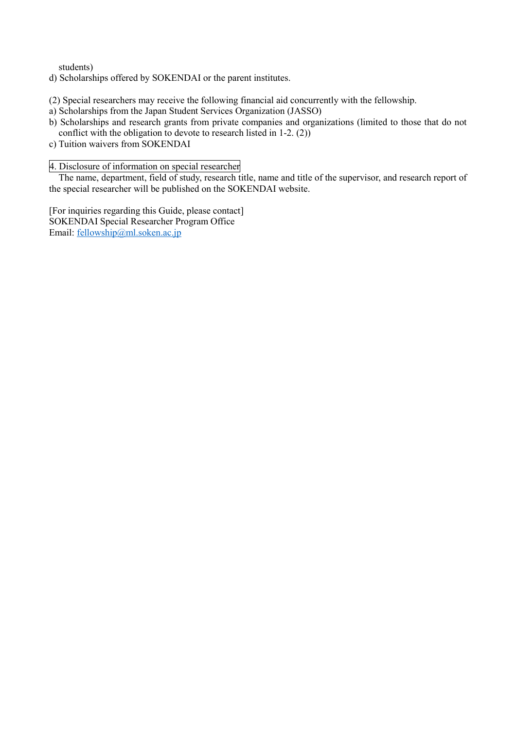students)

d) Scholarships offered by SOKENDAI or the parent institutes.

(2) Special researchers may receive the following financial aid concurrently with the fellowship.

a) Scholarships from the Japan Student Services Organization (JASSO)

b) Scholarships and research grants from private companies and organizations (limited to those that do not conflict with the obligation to devote to research listed in 1-2. (2))

c) Tuition waivers from SOKENDAI

## 4. Disclosure of information on special researcher

The name, department, field of study, research title, name and title of the supervisor, and research report of the special researcher will be published on the SOKENDAI website.

[For inquiries regarding this Guide, please contact]
SOKENDAI Special Researcher Program Office
Email: fellowship@ml.soken.ac.jp